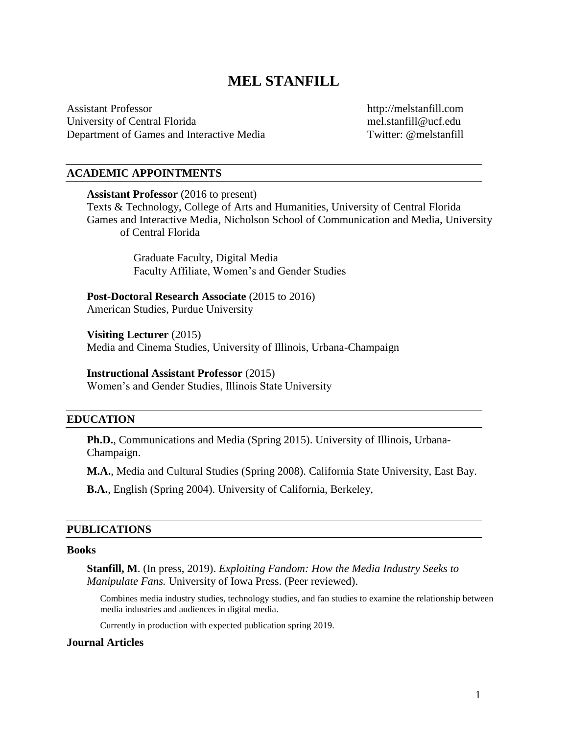# MEL STANFILL

Assistant Professor
University of Central Florida
Department of Games and Interactive Media

http://melstanfill.com
mel.stanfill@ucf.edu
Twitter: @melstanfill

## ACADEMIC APPOINTMENTS

**Assistant Professor** (2016 to present)
Texts & Technology, College of Arts and Humanities, University of Central Florida
Games and Interactive Media, Nicholson School of Communication and Media, University of Central Florida

Graduate Faculty, Digital Media
Faculty Affiliate, Women's and Gender Studies

**Post-Doctoral Research Associate** (2015 to 2016)
American Studies, Purdue University

**Visiting Lecturer** (2015)
Media and Cinema Studies, University of Illinois, Urbana-Champaign

**Instructional Assistant Professor** (2015)
Women's and Gender Studies, Illinois State University

## EDUCATION

**Ph.D.**, Communications and Media (Spring 2015). University of Illinois, Urbana-Champaign.

**M.A.**, Media and Cultural Studies (Spring 2008). California State University, East Bay.

**B.A.**, English (Spring 2004). University of California, Berkeley,

## PUBLICATIONS

### Books

**Stanfill, M**. (In press, 2019). *Exploiting Fandom: How the Media Industry Seeks to Manipulate Fans.* University of Iowa Press. (Peer reviewed).

Combines media industry studies, technology studies, and fan studies to examine the relationship between media industries and audiences in digital media.

Currently in production with expected publication spring 2019.

### Journal Articles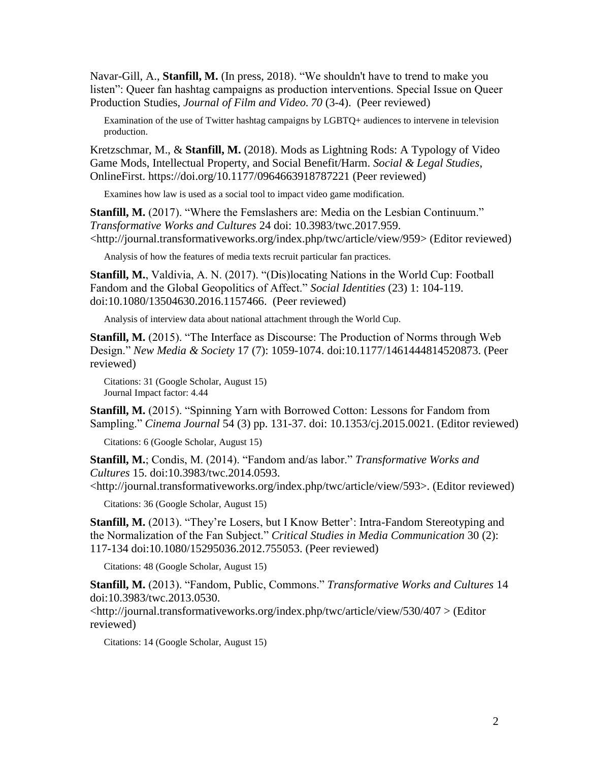Navar-Gill, A., **Stanfill, M.** (In press, 2018). "We shouldn't have to trend to make you listen": Queer fan hashtag campaigns as production interventions. Special Issue on Queer Production Studies, *Journal of Film and Video. 70* (3-4). (Peer reviewed)

Examination of the use of Twitter hashtag campaigns by LGBTQ+ audiences to intervene in television production.

Kretzschmar, M., & **Stanfill, M.** (2018). Mods as Lightning Rods: A Typology of Video Game Mods, Intellectual Property, and Social Benefit/Harm. *Social & Legal Studies*, OnlineFirst. https://doi.org/10.1177/0964663918787221 (Peer reviewed)

Examines how law is used as a social tool to impact video game modification.

**Stanfill, M.** (2017). "Where the Femslashers are: Media on the Lesbian Continuum." *Transformative Works and Cultures* 24 doi: 10.3983/twc.2017.959. <http://journal.transformativeworks.org/index.php/twc/article/view/959> (Editor reviewed)

Analysis of how the features of media texts recruit particular fan practices.

**Stanfill, M.**, Valdivia, A. N. (2017). "(Dis)locating Nations in the World Cup: Football Fandom and the Global Geopolitics of Affect." *Social Identities* (23) 1: 104-119. doi:10.1080/13504630.2016.1157466. (Peer reviewed)

Analysis of interview data about national attachment through the World Cup.

**Stanfill, M.** (2015). "The Interface as Discourse: The Production of Norms through Web Design." *New Media & Society* 17 (7): 1059-1074. doi:10.1177/1461444814520873. (Peer reviewed)

Citations: 31 (Google Scholar, August 15)
Journal Impact factor: 4.44

**Stanfill, M.** (2015). "Spinning Yarn with Borrowed Cotton: Lessons for Fandom from Sampling." *Cinema Journal* 54 (3) pp. 131-37. doi: 10.1353/cj.2015.0021. (Editor reviewed)

Citations: 6 (Google Scholar, August 15)

**Stanfill, M.**; Condis, M. (2014). "Fandom and/as labor." *Transformative Works and Cultures* 15. doi:10.3983/twc.2014.0593. <http://journal.transformativeworks.org/index.php/twc/article/view/593>. (Editor reviewed)

Citations: 36 (Google Scholar, August 15)

**Stanfill, M.** (2013). "They're Losers, but I Know Better': Intra-Fandom Stereotyping and the Normalization of the Fan Subject." *Critical Studies in Media Communication* 30 (2): 117-134 doi:10.1080/15295036.2012.755053. (Peer reviewed)

Citations: 48 (Google Scholar, August 15)

**Stanfill, M.** (2013). "Fandom, Public, Commons." *Transformative Works and Cultures* 14 doi:10.3983/twc.2013.0530. <http://journal.transformativeworks.org/index.php/twc/article/view/530/407 > (Editor reviewed)

Citations: 14 (Google Scholar, August 15)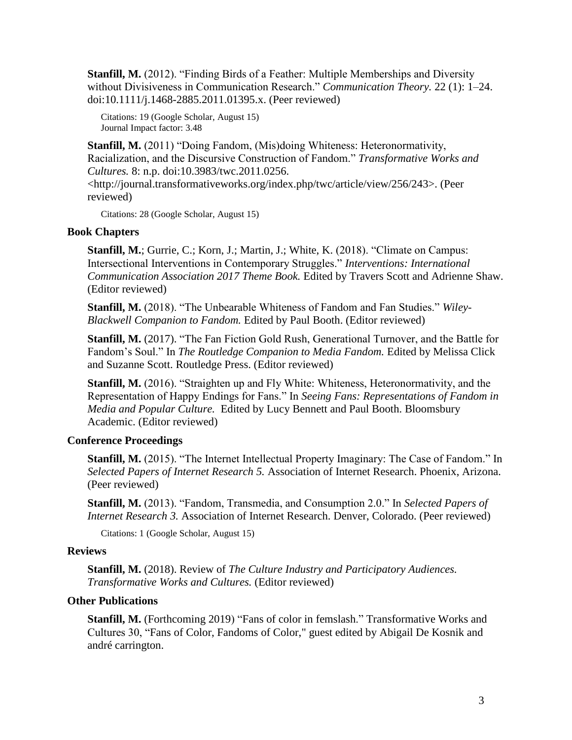**Stanfill, M.** (2012). "Finding Birds of a Feather: Multiple Memberships and Diversity without Divisiveness in Communication Research." *Communication Theory.* 22 (1): 1–24. doi:10.1111/j.1468-2885.2011.01395.x. (Peer reviewed)

Citations: 19 (Google Scholar, August 15)
Journal Impact factor: 3.48

**Stanfill, M.** (2011) "Doing Fandom, (Mis)doing Whiteness: Heteronormativity, Racialization, and the Discursive Construction of Fandom." *Transformative Works and Cultures.* 8: n.p. doi:10.3983/twc.2011.0256. <http://journal.transformativeworks.org/index.php/twc/article/view/256/243>. (Peer reviewed)

Citations: 28 (Google Scholar, August 15)

### Book Chapters

**Stanfill, M.**; Gurrie, C.; Korn, J.; Martin, J.; White, K. (2018). "Climate on Campus: Intersectional Interventions in Contemporary Struggles." *Interventions: International Communication Association 2017 Theme Book.* Edited by Travers Scott and Adrienne Shaw. (Editor reviewed)

**Stanfill, M.** (2018). "The Unbearable Whiteness of Fandom and Fan Studies." *Wiley-Blackwell Companion to Fandom.* Edited by Paul Booth. (Editor reviewed)

**Stanfill, M.** (2017). "The Fan Fiction Gold Rush, Generational Turnover, and the Battle for Fandom's Soul." In *The Routledge Companion to Media Fandom.* Edited by Melissa Click and Suzanne Scott. Routledge Press. (Editor reviewed)

**Stanfill, M.** (2016). "Straighten up and Fly White: Whiteness, Heteronormativity, and the Representation of Happy Endings for Fans." In *Seeing Fans: Representations of Fandom in Media and Popular Culture.* Edited by Lucy Bennett and Paul Booth. Bloomsbury Academic. (Editor reviewed)

### Conference Proceedings

**Stanfill, M.** (2015). "The Internet Intellectual Property Imaginary: The Case of Fandom." In *Selected Papers of Internet Research 5.* Association of Internet Research. Phoenix, Arizona. (Peer reviewed)

**Stanfill, M.** (2013). "Fandom, Transmedia, and Consumption 2.0." In *Selected Papers of Internet Research 3.* Association of Internet Research. Denver, Colorado. (Peer reviewed)

Citations: 1 (Google Scholar, August 15)

### Reviews

**Stanfill, M.** (2018). Review of *The Culture Industry and Participatory Audiences. Transformative Works and Cultures.* (Editor reviewed)

### Other Publications

**Stanfill, M.** (Forthcoming 2019) "Fans of color in femslash." Transformative Works and Cultures 30, "Fans of Color, Fandoms of Color," guest edited by Abigail De Kosnik and andré carrington.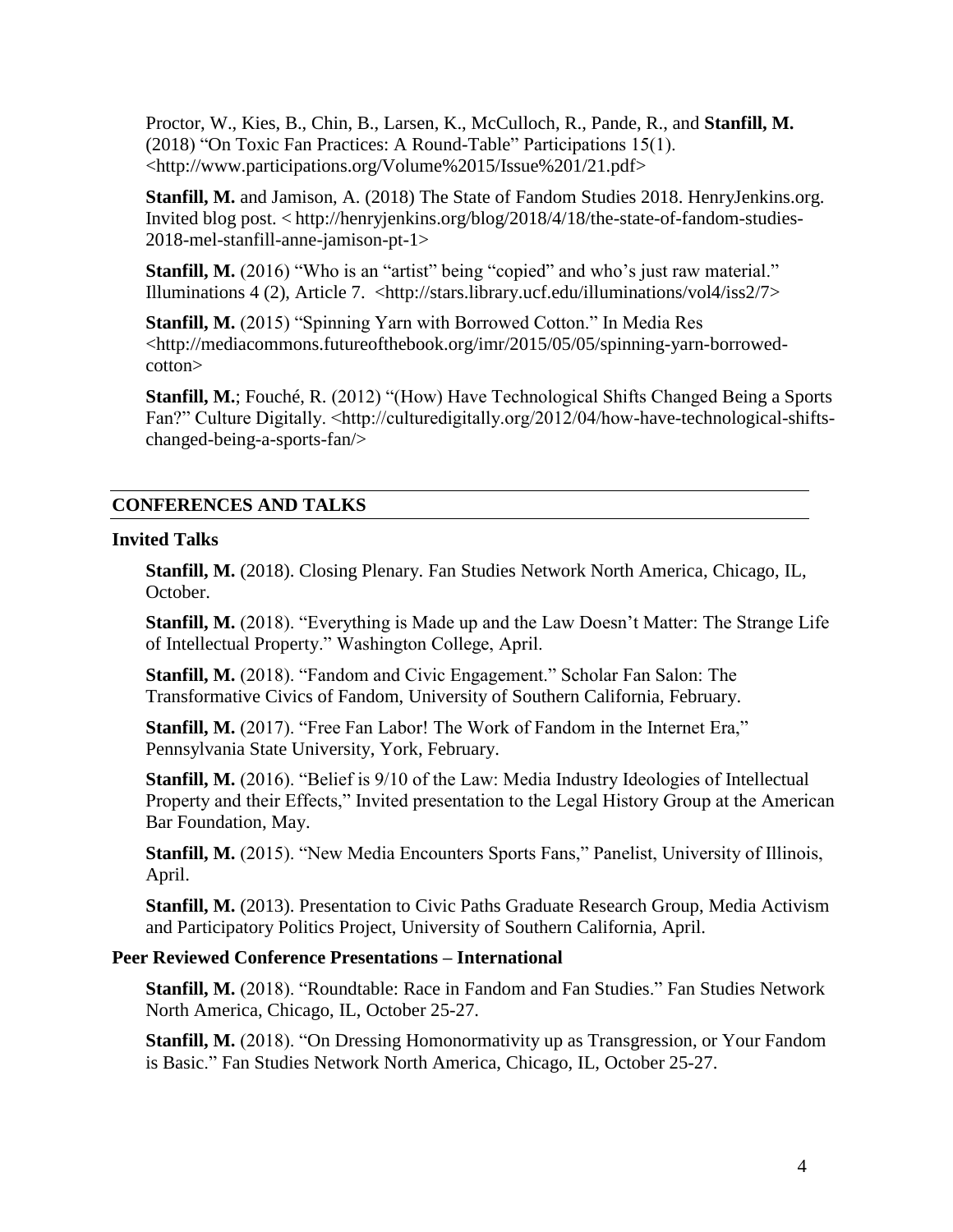Proctor, W., Kies, B., Chin, B., Larsen, K., McCulloch, R., Pande, R., and **Stanfill, M.** (2018) "On Toxic Fan Practices: A Round-Table" Participations 15(1). <http://www.participations.org/Volume%2015/Issue%201/21.pdf>

**Stanfill, M.** and Jamison, A. (2018) The State of Fandom Studies 2018. HenryJenkins.org. Invited blog post. < http://henryjenkins.org/blog/2018/4/18/the-state-of-fandom-studies-2018-mel-stanfill-anne-jamison-pt-1>

**Stanfill, M.** (2016) "Who is an "artist" being "copied" and who's just raw material." Illuminations 4 (2), Article 7. <http://stars.library.ucf.edu/illuminations/vol4/iss2/7>

**Stanfill, M.** (2015) "Spinning Yarn with Borrowed Cotton." In Media Res <http://mediacommons.futureofthebook.org/imr/2015/05/05/spinning-yarn-borrowed-cotton>

**Stanfill, M.**; Fouché, R. (2012) "(How) Have Technological Shifts Changed Being a Sports Fan?" Culture Digitally. <http://culturedigitally.org/2012/04/how-have-technological-shifts-changed-being-a-sports-fan/>

## CONFERENCES AND TALKS

### Invited Talks

**Stanfill, M.** (2018). Closing Plenary. Fan Studies Network North America, Chicago, IL, October.

**Stanfill, M.** (2018). "Everything is Made up and the Law Doesn't Matter: The Strange Life of Intellectual Property." Washington College, April.

**Stanfill, M.** (2018). "Fandom and Civic Engagement." Scholar Fan Salon: The Transformative Civics of Fandom, University of Southern California, February.

**Stanfill, M.** (2017). "Free Fan Labor! The Work of Fandom in the Internet Era," Pennsylvania State University, York, February.

**Stanfill, M.** (2016). "Belief is 9/10 of the Law: Media Industry Ideologies of Intellectual Property and their Effects," Invited presentation to the Legal History Group at the American Bar Foundation, May.

**Stanfill, M.** (2015). "New Media Encounters Sports Fans," Panelist, University of Illinois, April.

**Stanfill, M.** (2013). Presentation to Civic Paths Graduate Research Group, Media Activism and Participatory Politics Project, University of Southern California, April.

### Peer Reviewed Conference Presentations – International

**Stanfill, M.** (2018). "Roundtable: Race in Fandom and Fan Studies." Fan Studies Network North America, Chicago, IL, October 25-27.

**Stanfill, M.** (2018). "On Dressing Homonormativity up as Transgression, or Your Fandom is Basic." Fan Studies Network North America, Chicago, IL, October 25-27.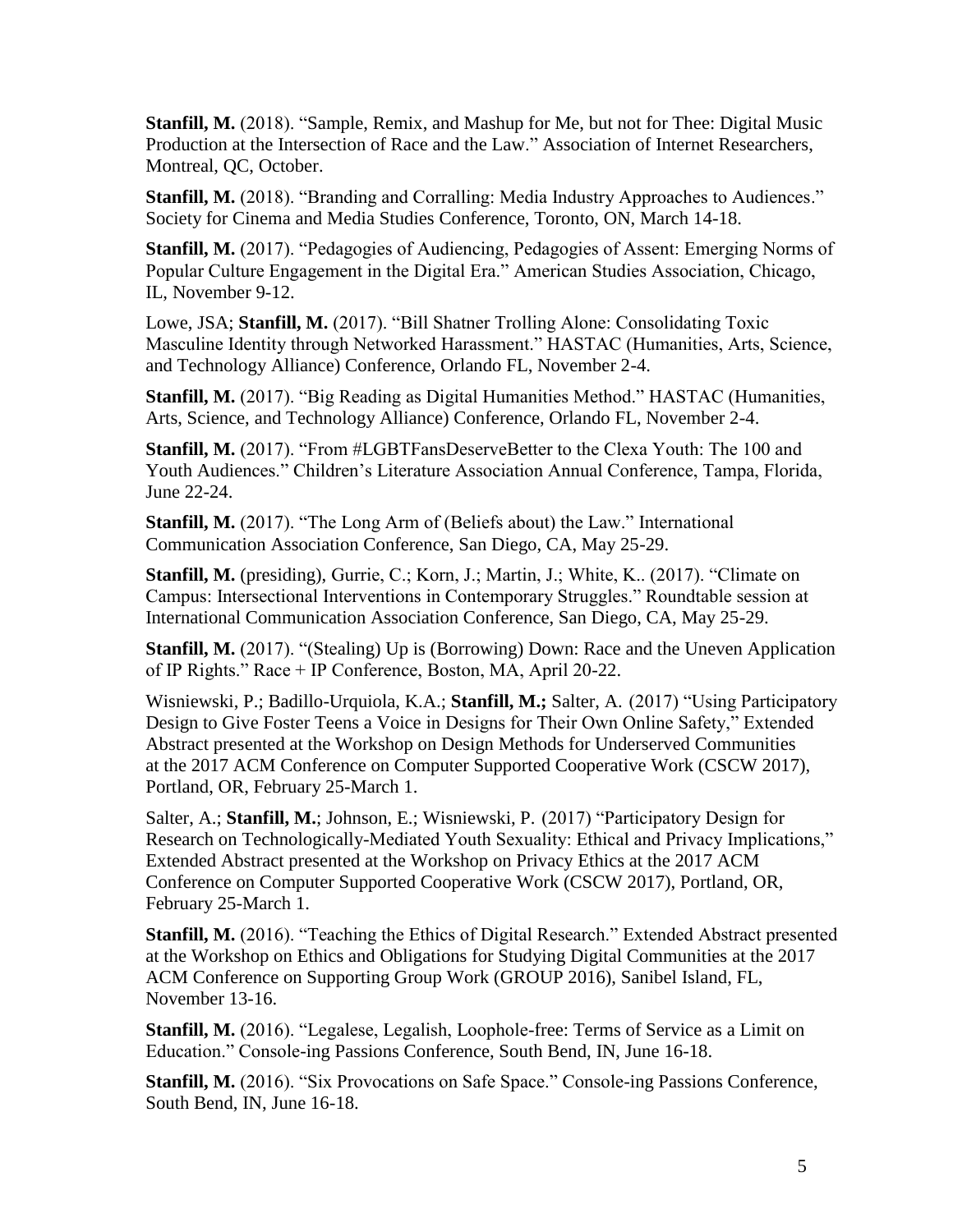**Stanfill, M.** (2018). "Sample, Remix, and Mashup for Me, but not for Thee: Digital Music Production at the Intersection of Race and the Law." Association of Internet Researchers, Montreal, QC, October.

**Stanfill, M.** (2018). "Branding and Corralling: Media Industry Approaches to Audiences." Society for Cinema and Media Studies Conference, Toronto, ON, March 14-18.

**Stanfill, M.** (2017). "Pedagogies of Audiencing, Pedagogies of Assent: Emerging Norms of Popular Culture Engagement in the Digital Era." American Studies Association, Chicago, IL, November 9-12.

Lowe, JSA; **Stanfill, M.** (2017). "Bill Shatner Trolling Alone: Consolidating Toxic Masculine Identity through Networked Harassment." HASTAC (Humanities, Arts, Science, and Technology Alliance) Conference, Orlando FL, November 2-4.

**Stanfill, M.** (2017). "Big Reading as Digital Humanities Method." HASTAC (Humanities, Arts, Science, and Technology Alliance) Conference, Orlando FL, November 2-4.

**Stanfill, M.** (2017). "From #LGBTFansDeserveBetter to the Clexa Youth: The 100 and Youth Audiences." Children's Literature Association Annual Conference, Tampa, Florida, June 22-24.

**Stanfill, M.** (2017). "The Long Arm of (Beliefs about) the Law." International Communication Association Conference, San Diego, CA, May 25-29.

**Stanfill, M.** (presiding), Gurrie, C.; Korn, J.; Martin, J.; White, K.. (2017). "Climate on Campus: Intersectional Interventions in Contemporary Struggles." Roundtable session at International Communication Association Conference, San Diego, CA, May 25-29.

**Stanfill, M.** (2017). "(Stealing) Up is (Borrowing) Down: Race and the Uneven Application of IP Rights." Race + IP Conference, Boston, MA, April 20-22.

Wisniewski, P.; Badillo-Urquiola, K.A.; **Stanfill, M.;** Salter, A. (2017) "Using Participatory Design to Give Foster Teens a Voice in Designs for Their Own Online Safety," Extended Abstract presented at the Workshop on Design Methods for Underserved Communities at the 2017 ACM Conference on Computer Supported Cooperative Work (CSCW 2017), Portland, OR, February 25-March 1.

Salter, A.; **Stanfill, M.**; Johnson, E.; Wisniewski, P. (2017) "Participatory Design for Research on Technologically-Mediated Youth Sexuality: Ethical and Privacy Implications," Extended Abstract presented at the Workshop on Privacy Ethics at the 2017 ACM Conference on Computer Supported Cooperative Work (CSCW 2017), Portland, OR, February 25-March 1.

**Stanfill, M.** (2016). "Teaching the Ethics of Digital Research." Extended Abstract presented at the Workshop on Ethics and Obligations for Studying Digital Communities at the 2017 ACM Conference on Supporting Group Work (GROUP 2016), Sanibel Island, FL, November 13-16.

**Stanfill, M.** (2016). "Legalese, Legalish, Loophole-free: Terms of Service as a Limit on Education." Console-ing Passions Conference, South Bend, IN, June 16-18.

**Stanfill, M.** (2016). "Six Provocations on Safe Space." Console-ing Passions Conference, South Bend, IN, June 16-18.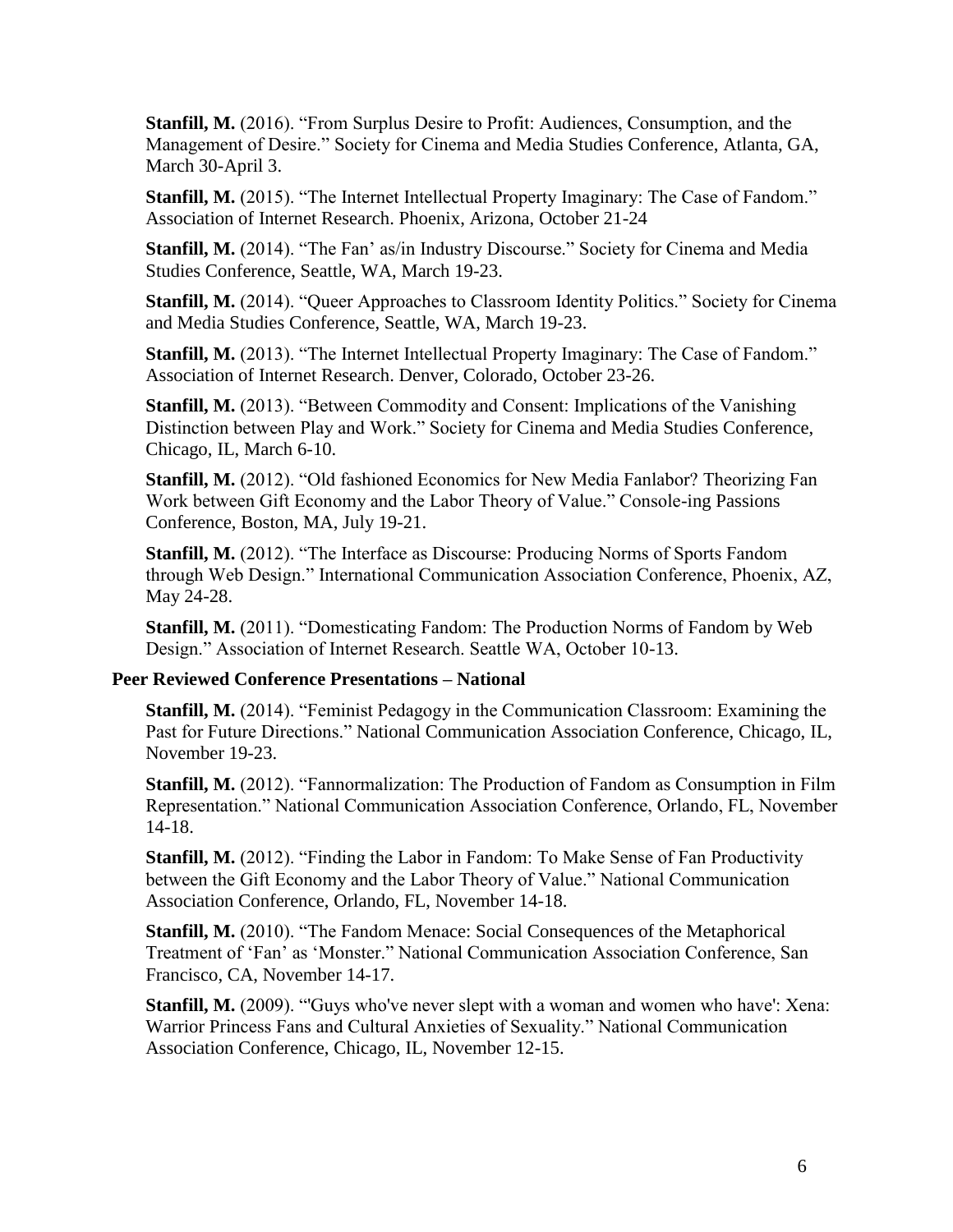**Stanfill, M.** (2016). "From Surplus Desire to Profit: Audiences, Consumption, and the Management of Desire." Society for Cinema and Media Studies Conference, Atlanta, GA, March 30-April 3.

**Stanfill, M.** (2015). "The Internet Intellectual Property Imaginary: The Case of Fandom." Association of Internet Research. Phoenix, Arizona, October 21-24

**Stanfill, M.** (2014). "The Fan' as/in Industry Discourse." Society for Cinema and Media Studies Conference, Seattle, WA, March 19-23.

**Stanfill, M.** (2014). "Queer Approaches to Classroom Identity Politics." Society for Cinema and Media Studies Conference, Seattle, WA, March 19-23.

**Stanfill, M.** (2013). "The Internet Intellectual Property Imaginary: The Case of Fandom." Association of Internet Research. Denver, Colorado, October 23-26.

**Stanfill, M.** (2013). "Between Commodity and Consent: Implications of the Vanishing Distinction between Play and Work." Society for Cinema and Media Studies Conference, Chicago, IL, March 6-10.

**Stanfill, M.** (2012). "Old fashioned Economics for New Media Fanlabor? Theorizing Fan Work between Gift Economy and the Labor Theory of Value." Console-ing Passions Conference, Boston, MA, July 19-21.

**Stanfill, M.** (2012). "The Interface as Discourse: Producing Norms of Sports Fandom through Web Design." International Communication Association Conference, Phoenix, AZ, May 24-28.

**Stanfill, M.** (2011). "Domesticating Fandom: The Production Norms of Fandom by Web Design." Association of Internet Research. Seattle WA, October 10-13.

### Peer Reviewed Conference Presentations – National

**Stanfill, M.** (2014). "Feminist Pedagogy in the Communication Classroom: Examining the Past for Future Directions." National Communication Association Conference, Chicago, IL, November 19-23.

**Stanfill, M.** (2012). "Fannormalization: The Production of Fandom as Consumption in Film Representation." National Communication Association Conference, Orlando, FL, November 14-18.

**Stanfill, M.** (2012). "Finding the Labor in Fandom: To Make Sense of Fan Productivity between the Gift Economy and the Labor Theory of Value." National Communication Association Conference, Orlando, FL, November 14-18.

**Stanfill, M.** (2010). "The Fandom Menace: Social Consequences of the Metaphorical Treatment of 'Fan' as 'Monster." National Communication Association Conference, San Francisco, CA, November 14-17.

**Stanfill, M.** (2009). "'Guys who've never slept with a woman and women who have': Xena: Warrior Princess Fans and Cultural Anxieties of Sexuality." National Communication Association Conference, Chicago, IL, November 12-15.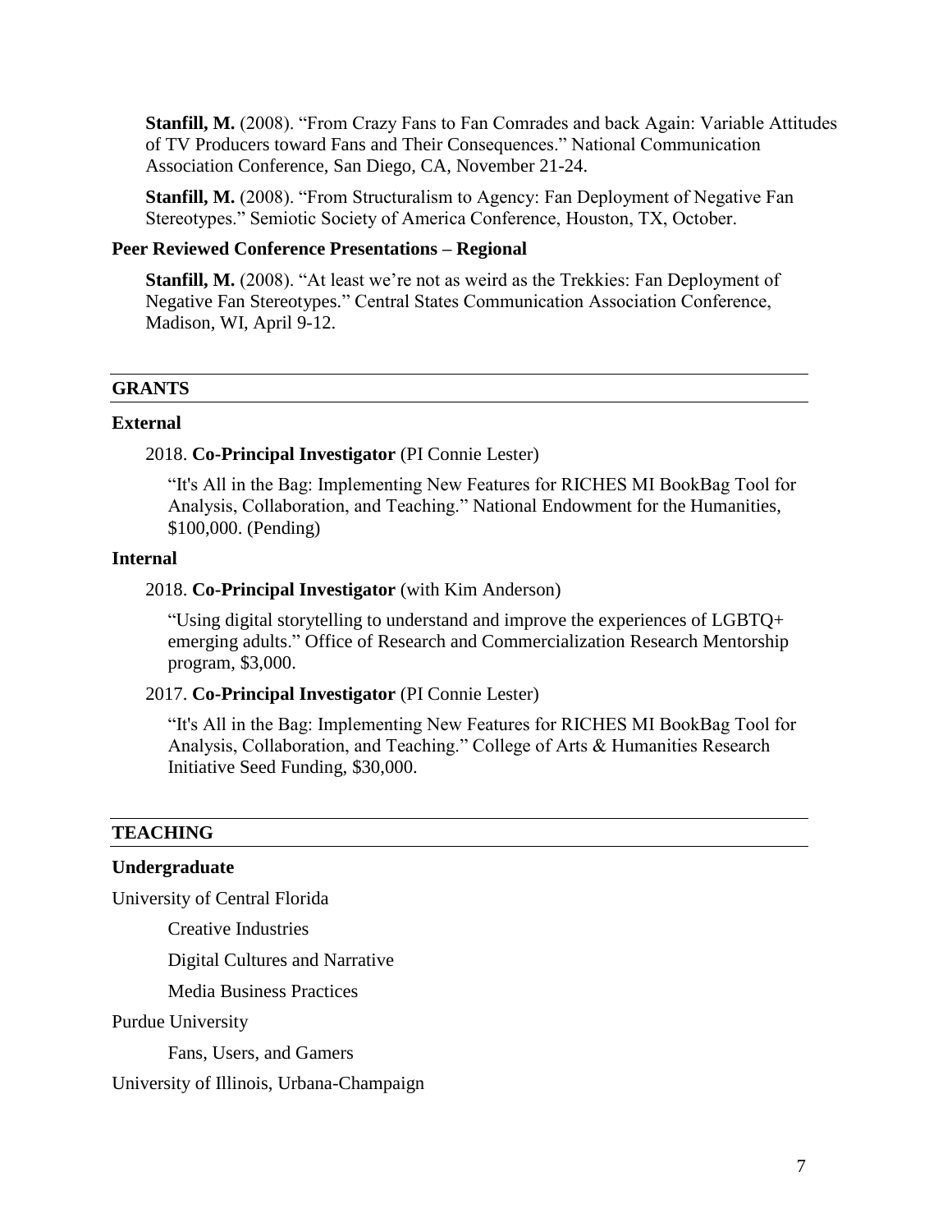**Stanfill, M.** (2008). "From Crazy Fans to Fan Comrades and back Again: Variable Attitudes of TV Producers toward Fans and Their Consequences." National Communication Association Conference, San Diego, CA, November 21-24.

**Stanfill, M.** (2008). "From Structuralism to Agency: Fan Deployment of Negative Fan Stereotypes." Semiotic Society of America Conference, Houston, TX, October.

### Peer Reviewed Conference Presentations – Regional

**Stanfill, M.** (2008). "At least we're not as weird as the Trekkies: Fan Deployment of Negative Fan Stereotypes." Central States Communication Association Conference, Madison, WI, April 9-12.

## GRANTS

### External

2018. **Co-Principal Investigator** (PI Connie Lester)

"It's All in the Bag: Implementing New Features for RICHES MI BookBag Tool for Analysis, Collaboration, and Teaching." National Endowment for the Humanities, $100,000. (Pending)

### Internal

2018. **Co-Principal Investigator** (with Kim Anderson)

"Using digital storytelling to understand and improve the experiences of LGBTQ+ emerging adults." Office of Research and Commercialization Research Mentorship program, $3,000.

2017. **Co-Principal Investigator** (PI Connie Lester)

"It's All in the Bag: Implementing New Features for RICHES MI BookBag Tool for Analysis, Collaboration, and Teaching." College of Arts & Humanities Research Initiative Seed Funding, $30,000.

## TEACHING

### Undergraduate

University of Central Florida

- Creative Industries
- Digital Cultures and Narrative
- Media Business Practices

Purdue University

- Fans, Users, and Gamers

University of Illinois, Urbana-Champaign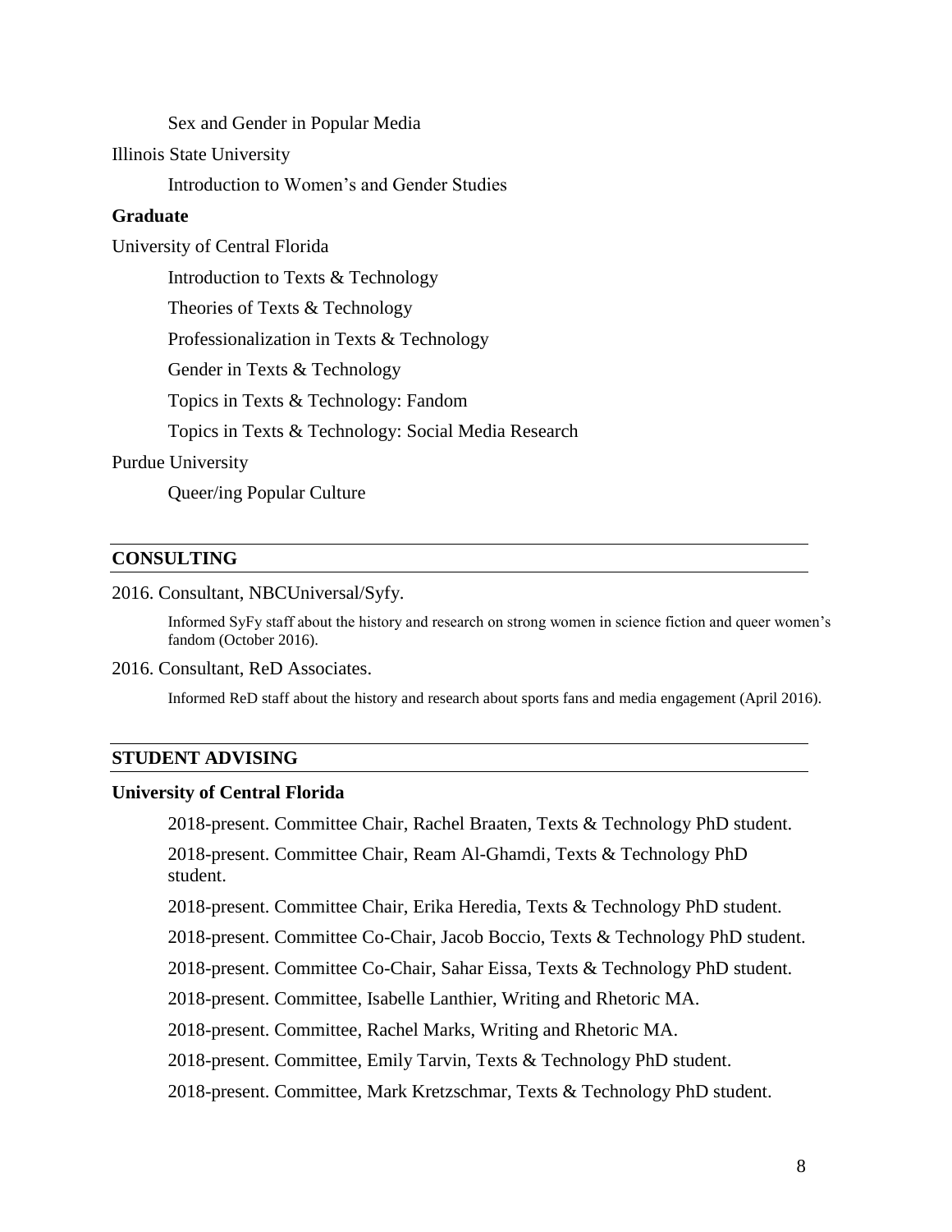Sex and Gender in Popular Media

Illinois State University

Introduction to Women's and Gender Studies

**Graduate**

University of Central Florida

Introduction to Texts & Technology

Theories of Texts & Technology

Professionalization in Texts & Technology

Gender in Texts & Technology

Topics in Texts & Technology: Fandom

Topics in Texts & Technology: Social Media Research

Purdue University

Queer/ing Popular Culture

## CONSULTING

2016. Consultant, NBCUniversal/Syfy.

Informed SyFy staff about the history and research on strong women in science fiction and queer women's fandom (October 2016).

2016. Consultant, ReD Associates.

Informed ReD staff about the history and research about sports fans and media engagement (April 2016).

## STUDENT ADVISING

**University of Central Florida**

2018-present. Committee Chair, Rachel Braaten, Texts & Technology PhD student.

2018-present. Committee Chair, Ream Al-Ghamdi, Texts & Technology PhD student.

2018-present. Committee Chair, Erika Heredia, Texts & Technology PhD student.

2018-present. Committee Co-Chair, Jacob Boccio, Texts & Technology PhD student.

2018-present. Committee Co-Chair, Sahar Eissa, Texts & Technology PhD student.

2018-present. Committee, Isabelle Lanthier, Writing and Rhetoric MA.

2018-present. Committee, Rachel Marks, Writing and Rhetoric MA.

2018-present. Committee, Emily Tarvin, Texts & Technology PhD student.

2018-present. Committee, Mark Kretzschmar, Texts & Technology PhD student.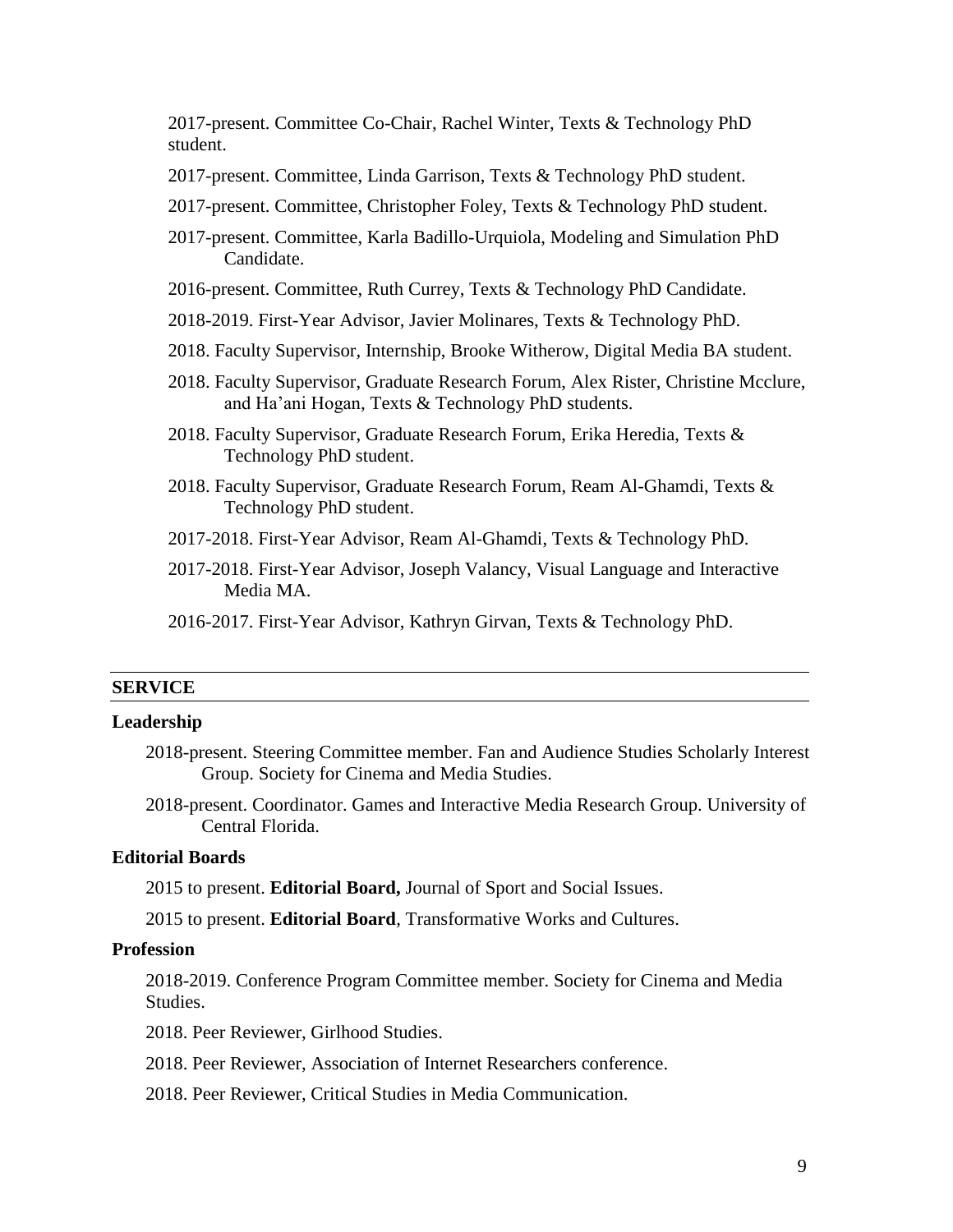2017-present. Committee Co-Chair, Rachel Winter, Texts & Technology PhD student.

2017-present. Committee, Linda Garrison, Texts & Technology PhD student.

2017-present. Committee, Christopher Foley, Texts & Technology PhD student.

2017-present. Committee, Karla Badillo-Urquiola, Modeling and Simulation PhD Candidate.

2016-present. Committee, Ruth Currey, Texts & Technology PhD Candidate.

2018-2019. First-Year Advisor, Javier Molinares, Texts & Technology PhD.

2018. Faculty Supervisor, Internship, Brooke Witherow, Digital Media BA student.

2018. Faculty Supervisor, Graduate Research Forum, Alex Rister, Christine Mcclure, and Ha'ani Hogan, Texts & Technology PhD students.

2018. Faculty Supervisor, Graduate Research Forum, Erika Heredia, Texts & Technology PhD student.

2018. Faculty Supervisor, Graduate Research Forum, Ream Al-Ghamdi, Texts & Technology PhD student.

2017-2018. First-Year Advisor, Ream Al-Ghamdi, Texts & Technology PhD.

2017-2018. First-Year Advisor, Joseph Valancy, Visual Language and Interactive Media MA.

2016-2017. First-Year Advisor, Kathryn Girvan, Texts & Technology PhD.

## SERVICE

### Leadership

2018-present. Steering Committee member. Fan and Audience Studies Scholarly Interest Group. Society for Cinema and Media Studies.

2018-present. Coordinator. Games and Interactive Media Research Group. University of Central Florida.

### Editorial Boards

2015 to present. **Editorial Board,** Journal of Sport and Social Issues.

2015 to present. **Editorial Board**, Transformative Works and Cultures.

### Profession

2018-2019. Conference Program Committee member. Society for Cinema and Media Studies.

2018. Peer Reviewer, Girlhood Studies.

2018. Peer Reviewer, Association of Internet Researchers conference.

2018. Peer Reviewer, Critical Studies in Media Communication.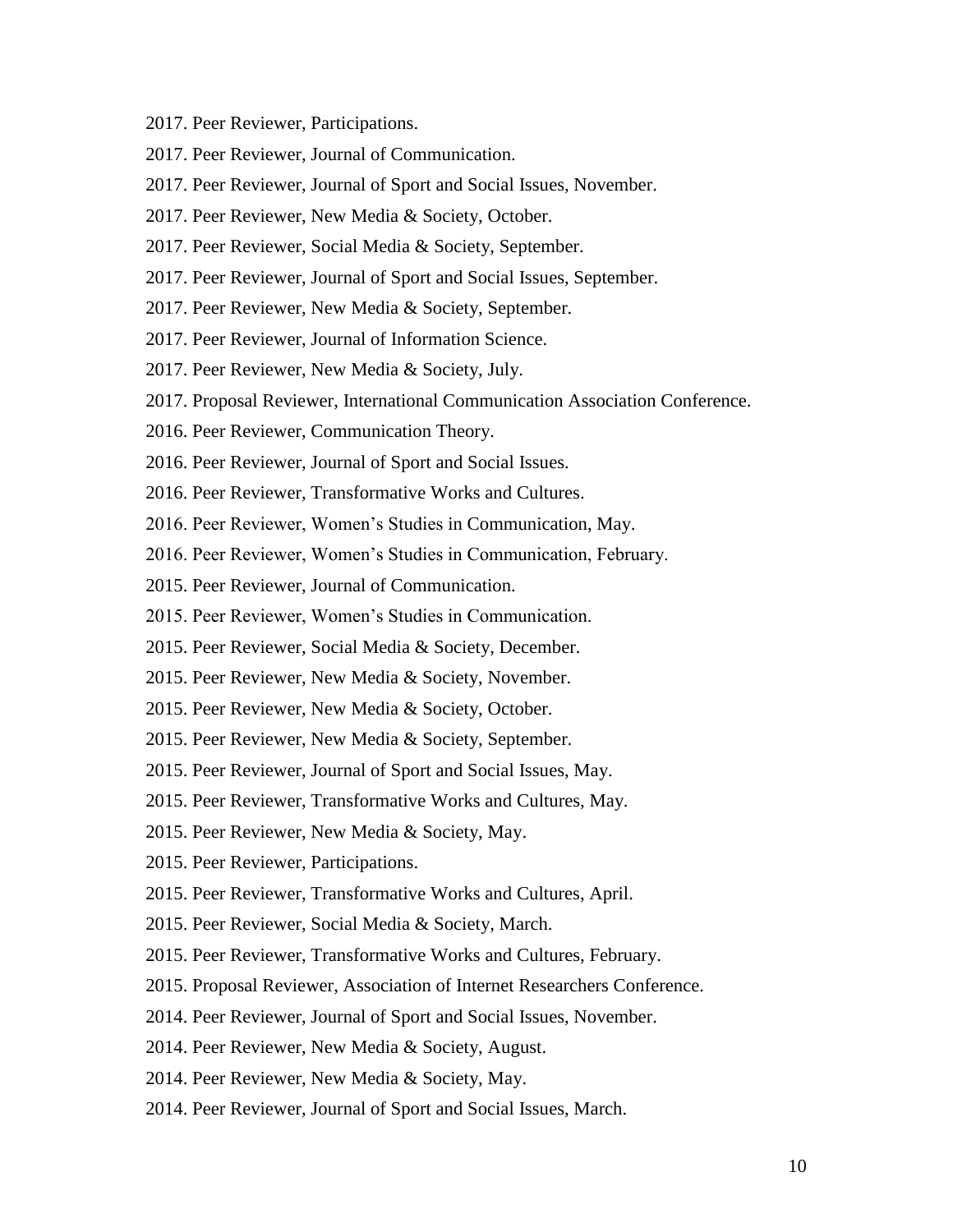2017. Peer Reviewer, Participations.

2017. Peer Reviewer, Journal of Communication.

2017. Peer Reviewer, Journal of Sport and Social Issues, November.

2017. Peer Reviewer, New Media & Society, October.

2017. Peer Reviewer, Social Media & Society, September.

2017. Peer Reviewer, Journal of Sport and Social Issues, September.

2017. Peer Reviewer, New Media & Society, September.

2017. Peer Reviewer, Journal of Information Science.

2017. Peer Reviewer, New Media & Society, July.

2017. Proposal Reviewer, International Communication Association Conference.

2016. Peer Reviewer, Communication Theory.

2016. Peer Reviewer, Journal of Sport and Social Issues.

2016. Peer Reviewer, Transformative Works and Cultures.

2016. Peer Reviewer, Women's Studies in Communication, May.

2016. Peer Reviewer, Women's Studies in Communication, February.

2015. Peer Reviewer, Journal of Communication.

2015. Peer Reviewer, Women's Studies in Communication.

2015. Peer Reviewer, Social Media & Society, December.

2015. Peer Reviewer, New Media & Society, November.

2015. Peer Reviewer, New Media & Society, October.

2015. Peer Reviewer, New Media & Society, September.

2015. Peer Reviewer, Journal of Sport and Social Issues, May.

2015. Peer Reviewer, Transformative Works and Cultures, May.

2015. Peer Reviewer, New Media & Society, May.

2015. Peer Reviewer, Participations.

2015. Peer Reviewer, Transformative Works and Cultures, April.

2015. Peer Reviewer, Social Media & Society, March.

2015. Peer Reviewer, Transformative Works and Cultures, February.

2015. Proposal Reviewer, Association of Internet Researchers Conference.

2014. Peer Reviewer, Journal of Sport and Social Issues, November.

2014. Peer Reviewer, New Media & Society, August.

2014. Peer Reviewer, New Media & Society, May.

2014. Peer Reviewer, Journal of Sport and Social Issues, March.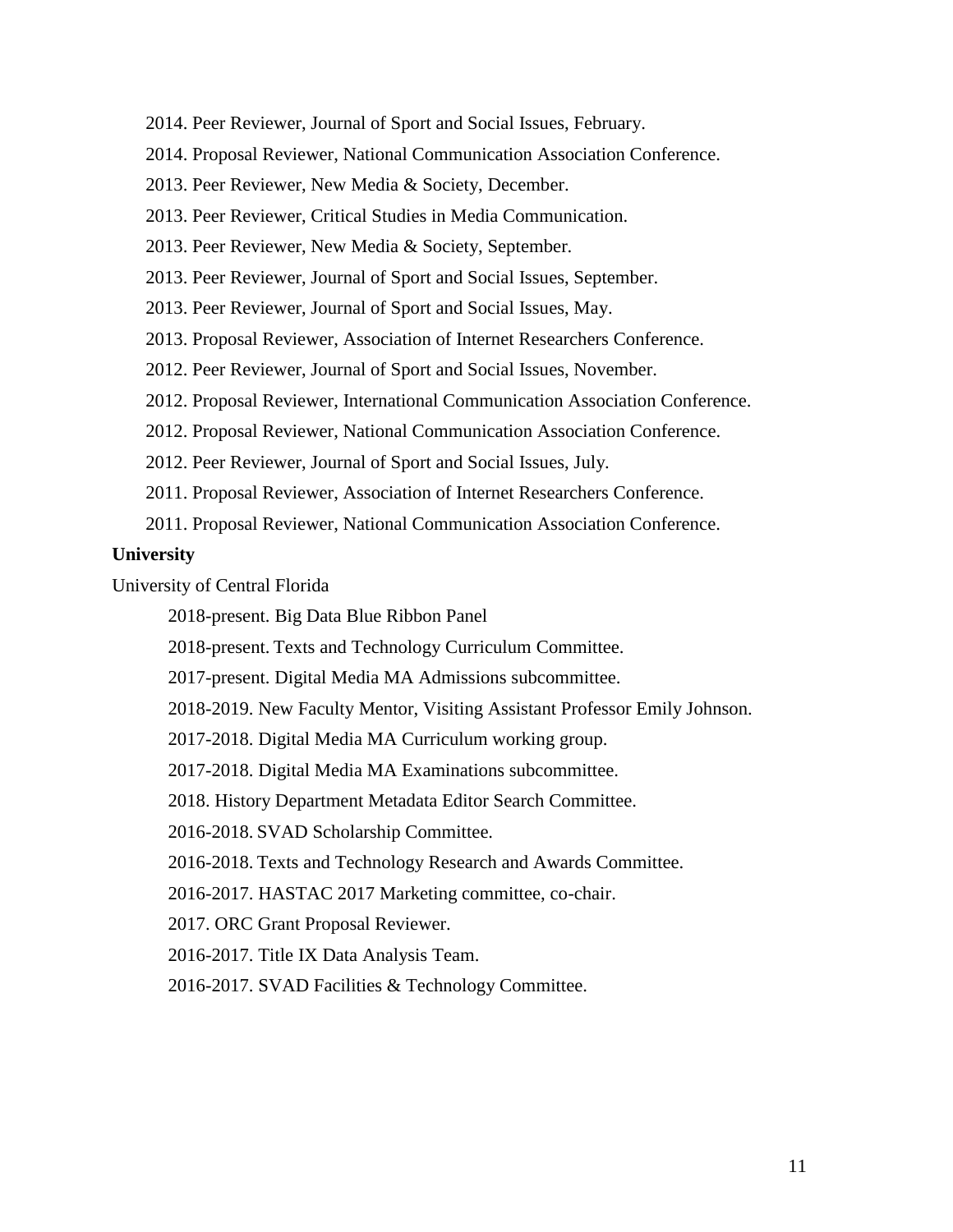2014. Peer Reviewer, Journal of Sport and Social Issues, February.

2014. Proposal Reviewer, National Communication Association Conference.

2013. Peer Reviewer, New Media & Society, December.

2013. Peer Reviewer, Critical Studies in Media Communication.

2013. Peer Reviewer, New Media & Society, September.

2013. Peer Reviewer, Journal of Sport and Social Issues, September.

2013. Peer Reviewer, Journal of Sport and Social Issues, May.

2013. Proposal Reviewer, Association of Internet Researchers Conference.

2012. Peer Reviewer, Journal of Sport and Social Issues, November.

2012. Proposal Reviewer, International Communication Association Conference.

2012. Proposal Reviewer, National Communication Association Conference.

2012. Peer Reviewer, Journal of Sport and Social Issues, July.

2011. Proposal Reviewer, Association of Internet Researchers Conference.

2011. Proposal Reviewer, National Communication Association Conference.

**University**

University of Central Florida

2018-present. Big Data Blue Ribbon Panel

2018-present. Texts and Technology Curriculum Committee.

2017-present. Digital Media MA Admissions subcommittee.

2018-2019. New Faculty Mentor, Visiting Assistant Professor Emily Johnson.

2017-2018. Digital Media MA Curriculum working group.

2017-2018. Digital Media MA Examinations subcommittee.

2018. History Department Metadata Editor Search Committee.

2016-2018. SVAD Scholarship Committee.

2016-2018. Texts and Technology Research and Awards Committee.

2016-2017. HASTAC 2017 Marketing committee, co-chair.

2017. ORC Grant Proposal Reviewer.

2016-2017. Title IX Data Analysis Team.

2016-2017. SVAD Facilities & Technology Committee.